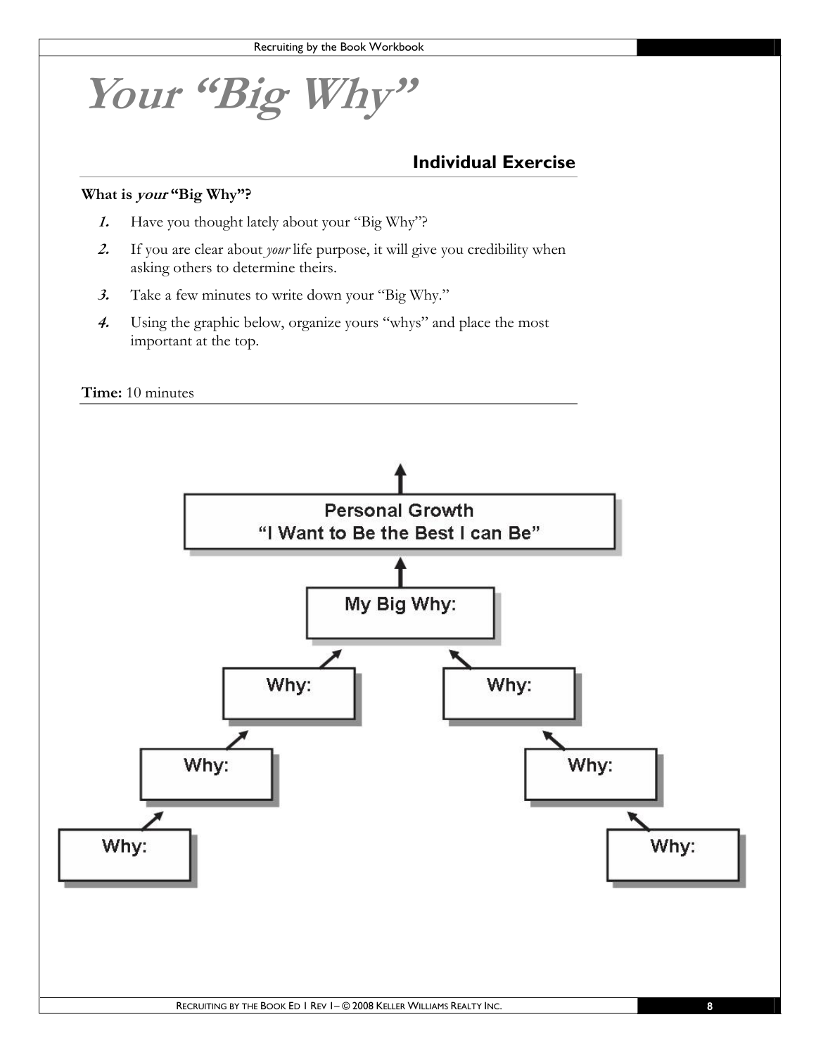# *Your "Big Why"*

## Individual Exercise

**What is *your* "Big Why"?**

1. Have you thought lately about your "Big Why"?
2. If you are clear about *your* life purpose, it will give you credibility when asking others to determine theirs.
3. Take a few minutes to write down your "Big Why."
4. Using the graphic below, organize yours "whys" and place the most important at the top.

**Time:** 10 minutes

Personal Growth
"I Want to Be the Best I can Be"

My Big Why:

Why:

Why:

Why:

Why:

Why:

Why: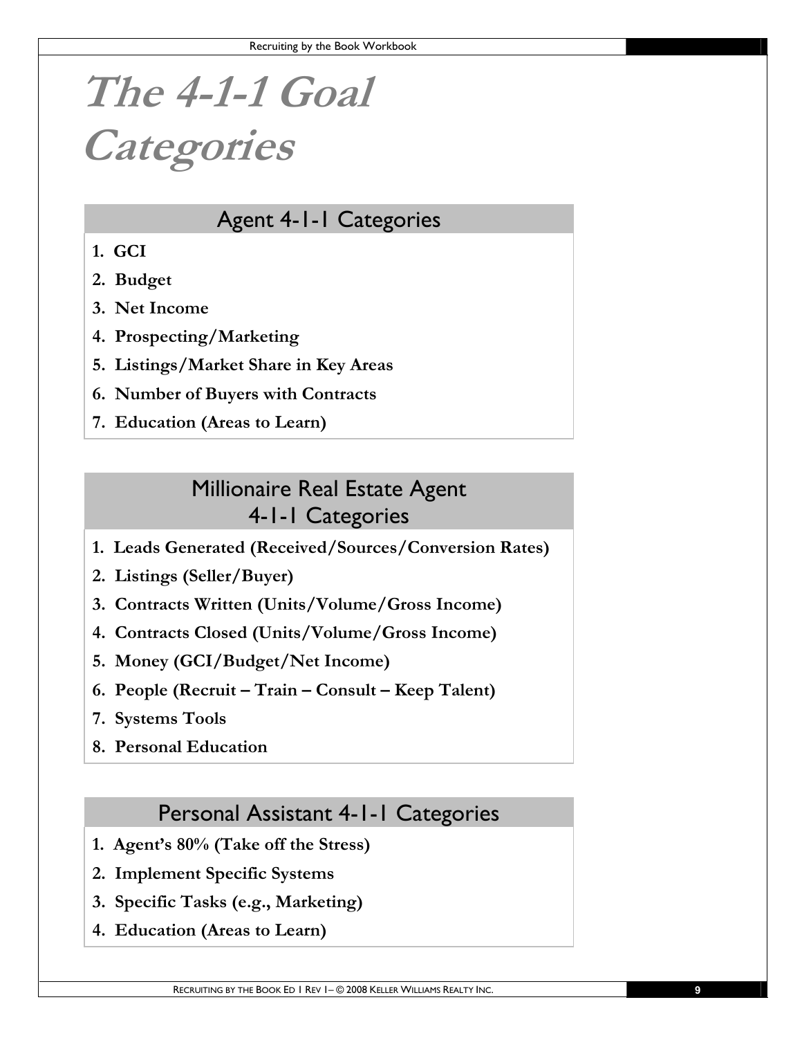# The 4-1-1 Goal Categories

## Agent 4-1-1 Categories

1. **GCI**
2. **Budget**
3. **Net Income**
4. **Prospecting/Marketing**
5. **Listings/Market Share in Key Areas**
6. **Number of Buyers with Contracts**
7. **Education (Areas to Learn)**

## Millionaire Real Estate Agent 4-1-1 Categories

1. **Leads Generated (Received/Sources/Conversion Rates)**
2. **Listings (Seller/Buyer)**
3. **Contracts Written (Units/Volume/Gross Income)**
4. **Contracts Closed (Units/Volume/Gross Income)**
5. **Money (GCI/Budget/Net Income)**
6. **People (Recruit – Train – Consult – Keep Talent)**
7. **Systems Tools**
8. **Personal Education**

## Personal Assistant 4-1-1 Categories

1. **Agent's 80% (Take off the Stress)**
2. **Implement Specific Systems**
3. **Specific Tasks (e.g., Marketing)**
4. **Education (Areas to Learn)**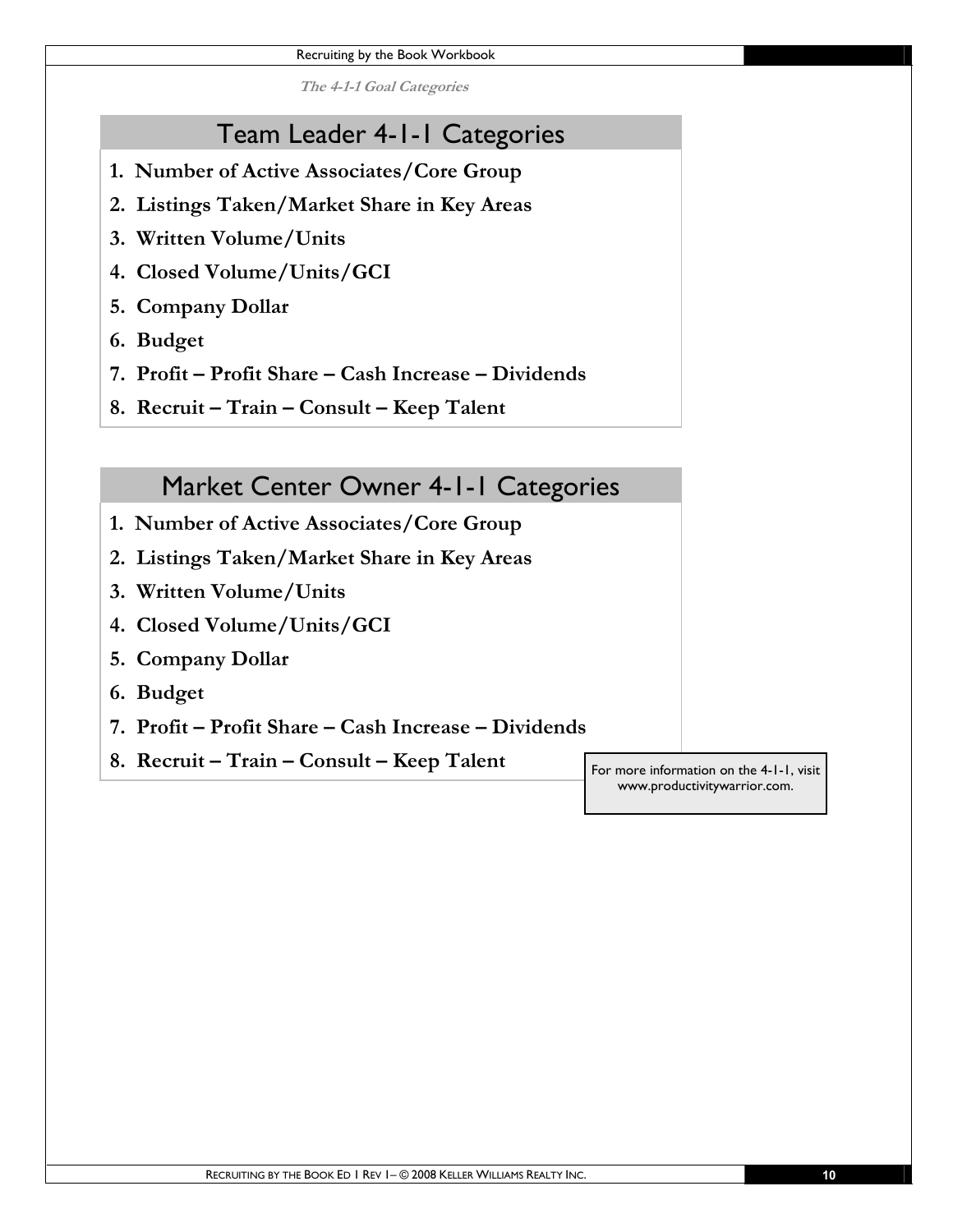*The 4-1-1 Goal Categories*

## Team Leader 4-1-1 Categories

1. **Number of Active Associates/Core Group**
2. **Listings Taken/Market Share in Key Areas**
3. **Written Volume/Units**
4. **Closed Volume/Units/GCI**
5. **Company Dollar**
6. **Budget**
7. **Profit – Profit Share – Cash Increase – Dividends**
8. **Recruit – Train – Consult – Keep Talent**

## Market Center Owner 4-1-1 Categories

1. **Number of Active Associates/Core Group**
2. **Listings Taken/Market Share in Key Areas**
3. **Written Volume/Units**
4. **Closed Volume/Units/GCI**
5. **Company Dollar**
6. **Budget**
7. **Profit – Profit Share – Cash Increase – Dividends**
8. **Recruit – Train – Consult – Keep Talent**

For more information on the 4-1-1, visit www.productivitywarrior.com.